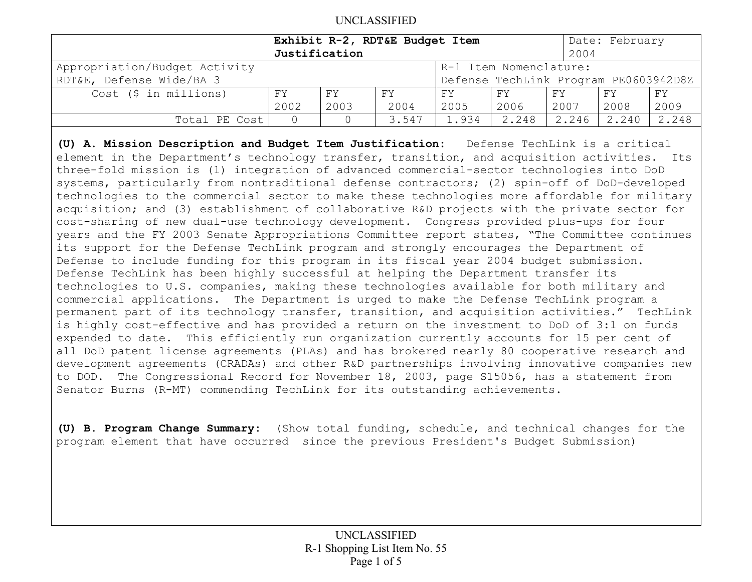UNCLASSIFIED

| Exhibit R-2, RDT&E Budget Item Justification | | | | | | | | Date: February 2004 |
|---|---|---|---|---|---|---|---|---|
| Appropriation/Budget Activity RDT&E, Defense Wide/BA 3 | | | | R-1 Item Nomenclature: Defense TechLink Program PE0603942D8Z | | | | |
| Cost ($ in millions) | FY 2002 | FY 2003 | FY 2004 | FY 2005 | FY 2006 | FY 2007 | FY 2008 | FY 2009 |
| Total PE Cost | 0 | 0 | 3.547 | 1.934 | 2.248 | 2.246 | 2.240 | 2.248 |

**(U) A. Mission Description and Budget Item Justification:** Defense TechLink is a critical element in the Department's technology transfer, transition, and acquisition activities. Its three-fold mission is (1) integration of advanced commercial-sector technologies into DoD systems, particularly from nontraditional defense contractors; (2) spin-off of DoD-developed technologies to the commercial sector to make these technologies more affordable for military acquisition; and (3) establishment of collaborative R&D projects with the private sector for cost-sharing of new dual-use technology development. Congress provided plus-ups for four years and the FY 2003 Senate Appropriations Committee report states, "The Committee continues its support for the Defense TechLink program and strongly encourages the Department of Defense to include funding for this program in its fiscal year 2004 budget submission. Defense TechLink has been highly successful at helping the Department transfer its technologies to U.S. companies, making these technologies available for both military and commercial applications. The Department is urged to make the Defense TechLink program a permanent part of its technology transfer, transition, and acquisition activities." TechLink is highly cost-effective and has provided a return on the investment to DoD of 3:1 on funds expended to date. This efficiently run organization currently accounts for 15 per cent of all DoD patent license agreements (PLAs) and has brokered nearly 80 cooperative research and development agreements (CRADAs) and other R&D partnerships involving innovative companies new to DOD. The Congressional Record for November 18, 2003, page S15056, has a statement from Senator Burns (R-MT) commending TechLink for its outstanding achievements.

**(U) B. Program Change Summary:** (Show total funding, schedule, and technical changes for the program element that have occurred since the previous President's Budget Submission)

UNCLASSIFIED

R-1 Shopping List Item No. 55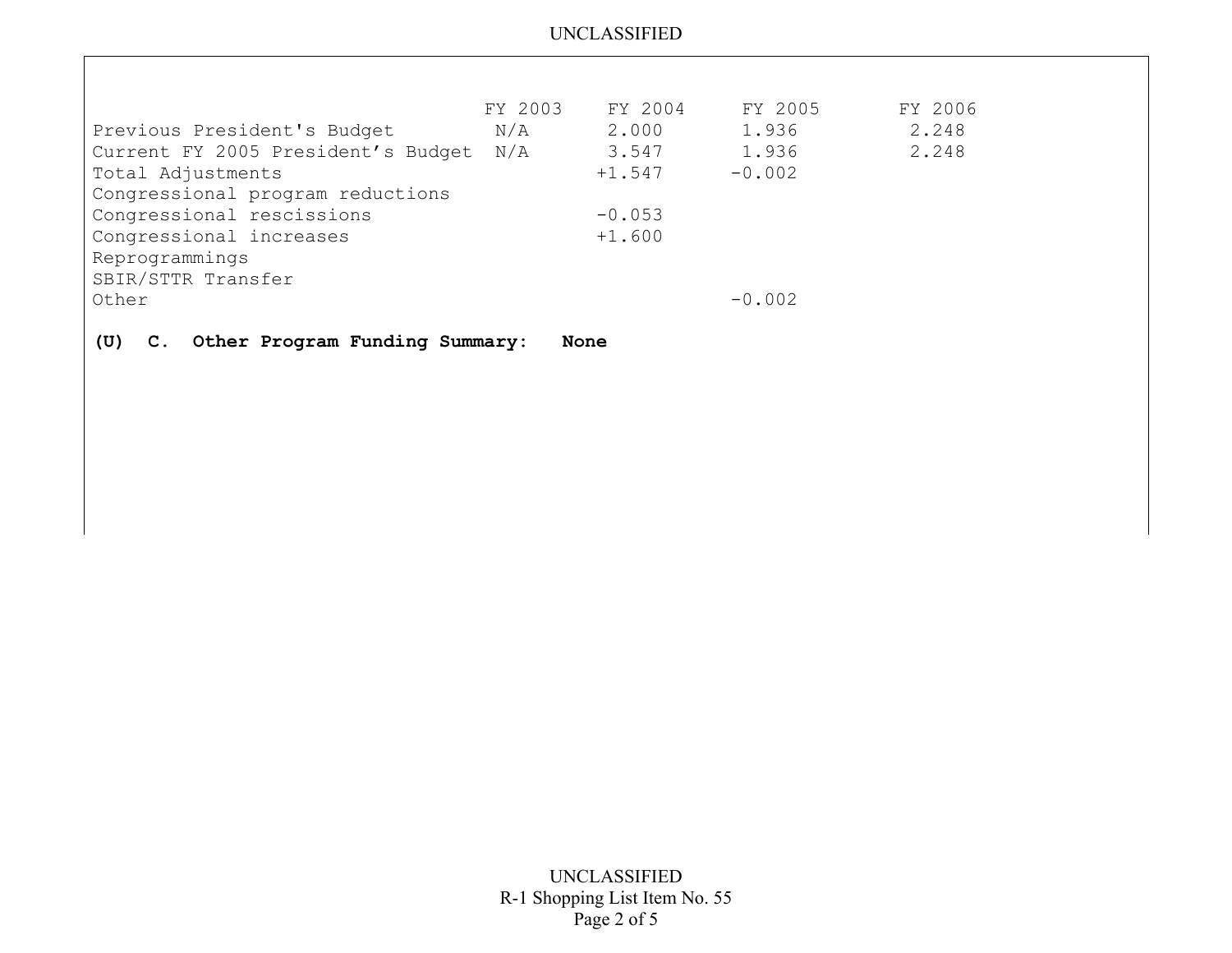| | FY 2003 | FY 2004 | FY 2005 | FY 2006 |
|---|---|---|---|---|
| Previous President's Budget | N/A | 2.000 | 1.936 | 2.248 |
| Current FY 2005 President's Budget | N/A | 3.547 | 1.936 | 2.248 |
| Total Adjustments | | +1.547 | -0.002 | |
| Congressional program reductions | | | | |
| Congressional rescissions | | -0.053 | | |
| Congressional increases | | +1.600 | | |
| Reprogrammings | | | | |
| SBIR/STTR Transfer | | | | |
| Other | | | -0.002 | |

**(U) C. Other Program Funding Summary: None**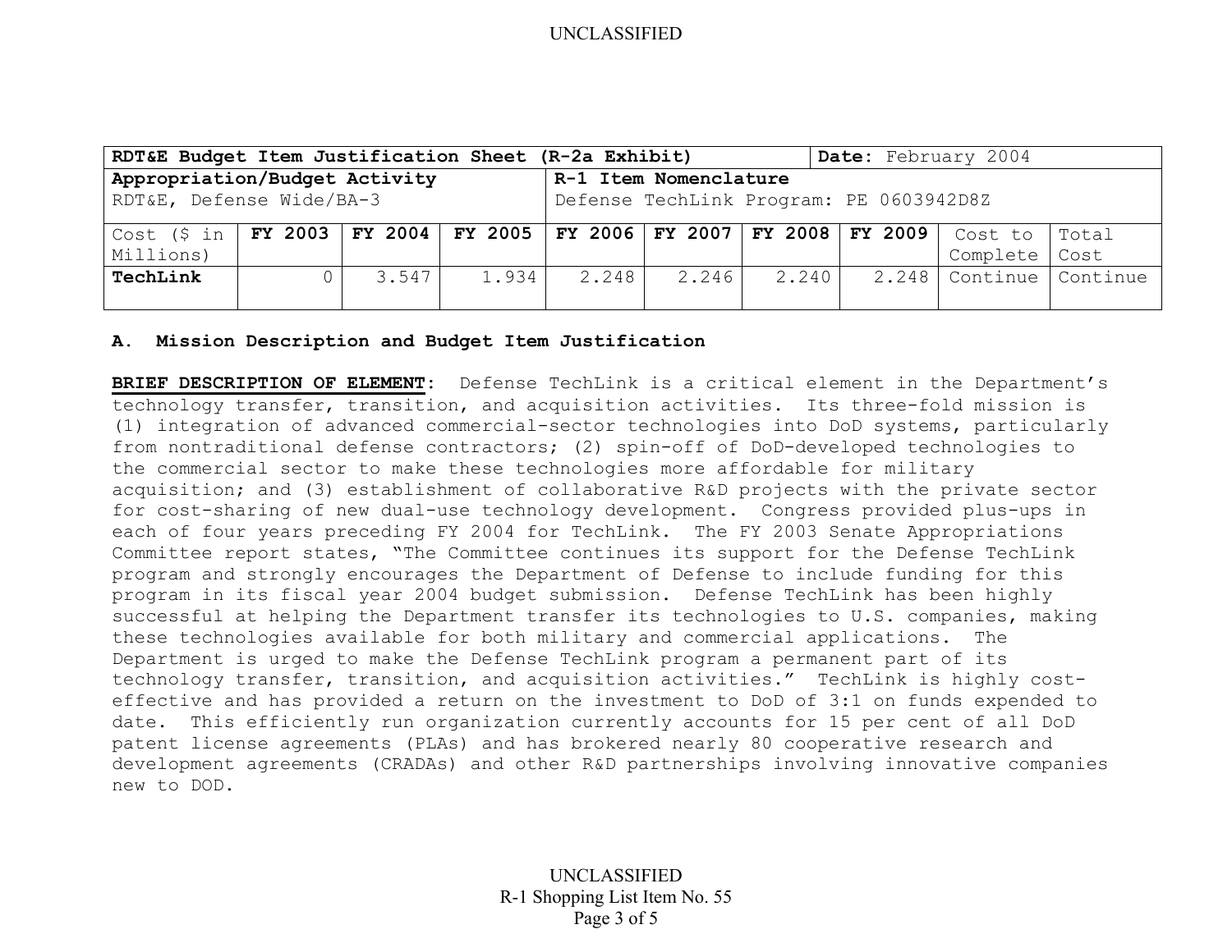| RDT&E Budget Item Justification Sheet (R-2a Exhibit) | | | | | | | **Date:** February 2004 | | |
|---|---|---|---|---|---|---|---|---|---|
| **Appropriation/Budget Activity** RDT&E, Defense Wide/BA-3 | | | | **R-1 Item Nomenclature** Defense TechLink Program: PE 0603942D8Z | | | | | |
| Cost ($ in Millions) | **FY 2003** | **FY 2004** | **FY 2005** | **FY 2006** | **FY 2007** | **FY 2008** | **FY 2009** | Cost to Complete | Total Cost |
| **TechLink** | 0 | 3.547 | 1.934 | 2.248 | 2.246 | 2.240 | 2.248 | Continue | Continue |

**A. Mission Description and Budget Item Justification**

**BRIEF DESCRIPTION OF ELEMENT**: Defense TechLink is a critical element in the Department's technology transfer, transition, and acquisition activities. Its three-fold mission is (1) integration of advanced commercial-sector technologies into DoD systems, particularly from nontraditional defense contractors; (2) spin-off of DoD-developed technologies to the commercial sector to make these technologies more affordable for military acquisition; and (3) establishment of collaborative R&D projects with the private sector for cost-sharing of new dual-use technology development. Congress provided plus-ups in each of four years preceding FY 2004 for TechLink. The FY 2003 Senate Appropriations Committee report states, "The Committee continues its support for the Defense TechLink program and strongly encourages the Department of Defense to include funding for this program in its fiscal year 2004 budget submission. Defense TechLink has been highly successful at helping the Department transfer its technologies to U.S. companies, making these technologies available for both military and commercial applications. The Department is urged to make the Defense TechLink program a permanent part of its technology transfer, transition, and acquisition activities." TechLink is highly cost-effective and has provided a return on the investment to DoD of 3:1 on funds expended to date. This efficiently run organization currently accounts for 15 per cent of all DoD patent license agreements (PLAs) and has brokered nearly 80 cooperative research and development agreements (CRADAs) and other R&D partnerships involving innovative companies new to DOD.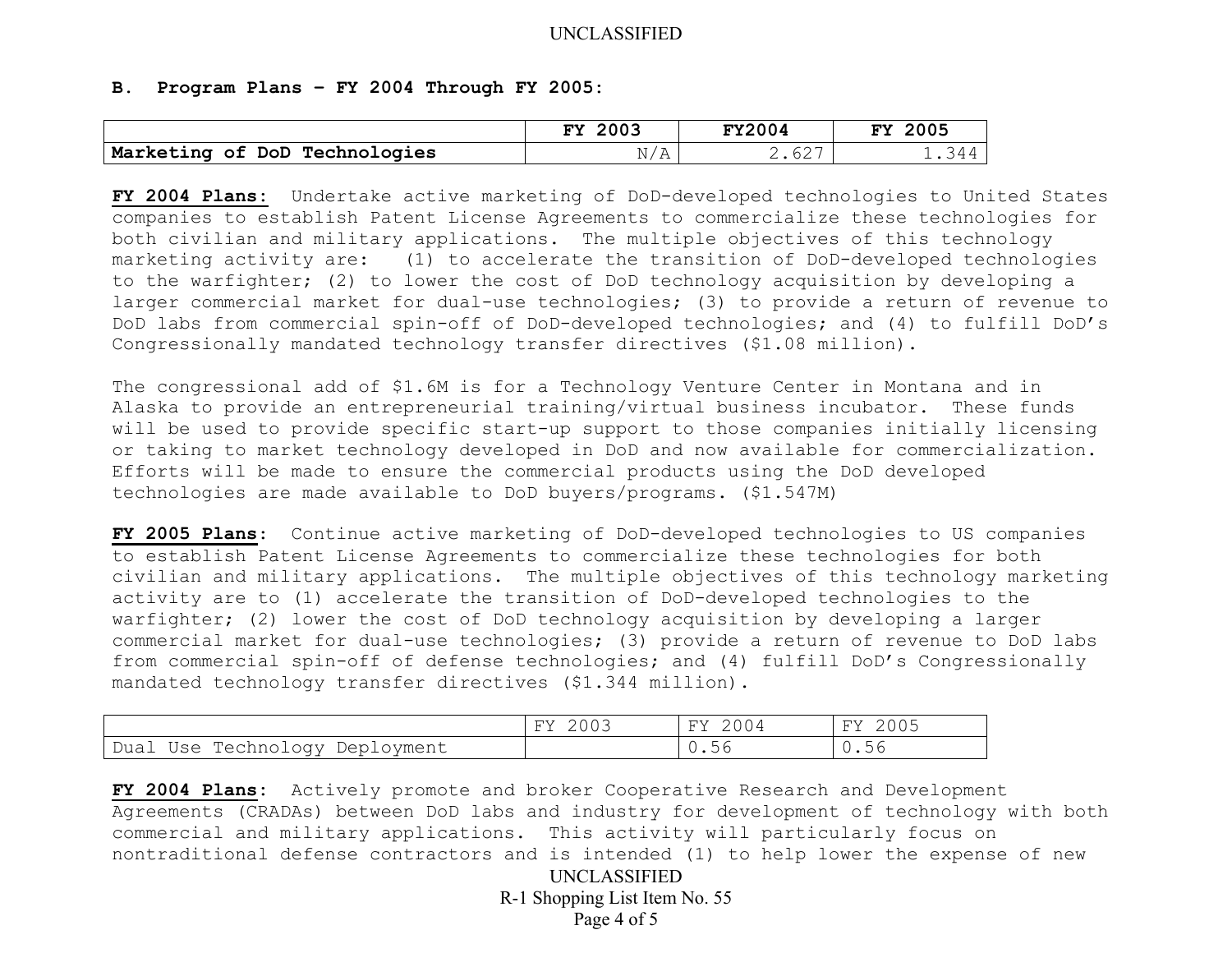### B. Program Plans – FY 2004 Through FY 2005:

| | FY 2003 | FY2004 | FY 2005 |
|---|---|---|---|
| **Marketing of DoD Technologies** | N/A | 2.627 | 1.344 |

**FY 2004 Plans:** Undertake active marketing of DoD-developed technologies to United States companies to establish Patent License Agreements to commercialize these technologies for both civilian and military applications. The multiple objectives of this technology marketing activity are: (1) to accelerate the transition of DoD-developed technologies to the warfighter; (2) to lower the cost of DoD technology acquisition by developing a larger commercial market for dual-use technologies; (3) to provide a return of revenue to DoD labs from commercial spin-off of DoD-developed technologies; and (4) to fulfill DoD's Congressionally mandated technology transfer directives ($1.08 million).

The congressional add of $1.6M is for a Technology Venture Center in Montana and in Alaska to provide an entrepreneurial training/virtual business incubator. These funds will be used to provide specific start-up support to those companies initially licensing or taking to market technology developed in DoD and now available for commercialization. Efforts will be made to ensure the commercial products using the DoD developed technologies are made available to DoD buyers/programs. ($1.547M)

**FY 2005 Plans**: Continue active marketing of DoD-developed technologies to US companies to establish Patent License Agreements to commercialize these technologies for both civilian and military applications. The multiple objectives of this technology marketing activity are to (1) accelerate the transition of DoD-developed technologies to the warfighter; (2) lower the cost of DoD technology acquisition by developing a larger commercial market for dual-use technologies; (3) provide a return of revenue to DoD labs from commercial spin-off of defense technologies; and (4) fulfill DoD's Congressionally mandated technology transfer directives ($1.344 million).

| | FY 2003 | FY 2004 | FY 2005 |
|---|---|---|---|
| Dual Use Technology Deployment | | 0.56 | 0.56 |

**FY 2004 Plans**: Actively promote and broker Cooperative Research and Development Agreements (CRADAs) between DoD labs and industry for development of technology with both commercial and military applications. This activity will particularly focus on nontraditional defense contractors and is intended (1) to help lower the expense of new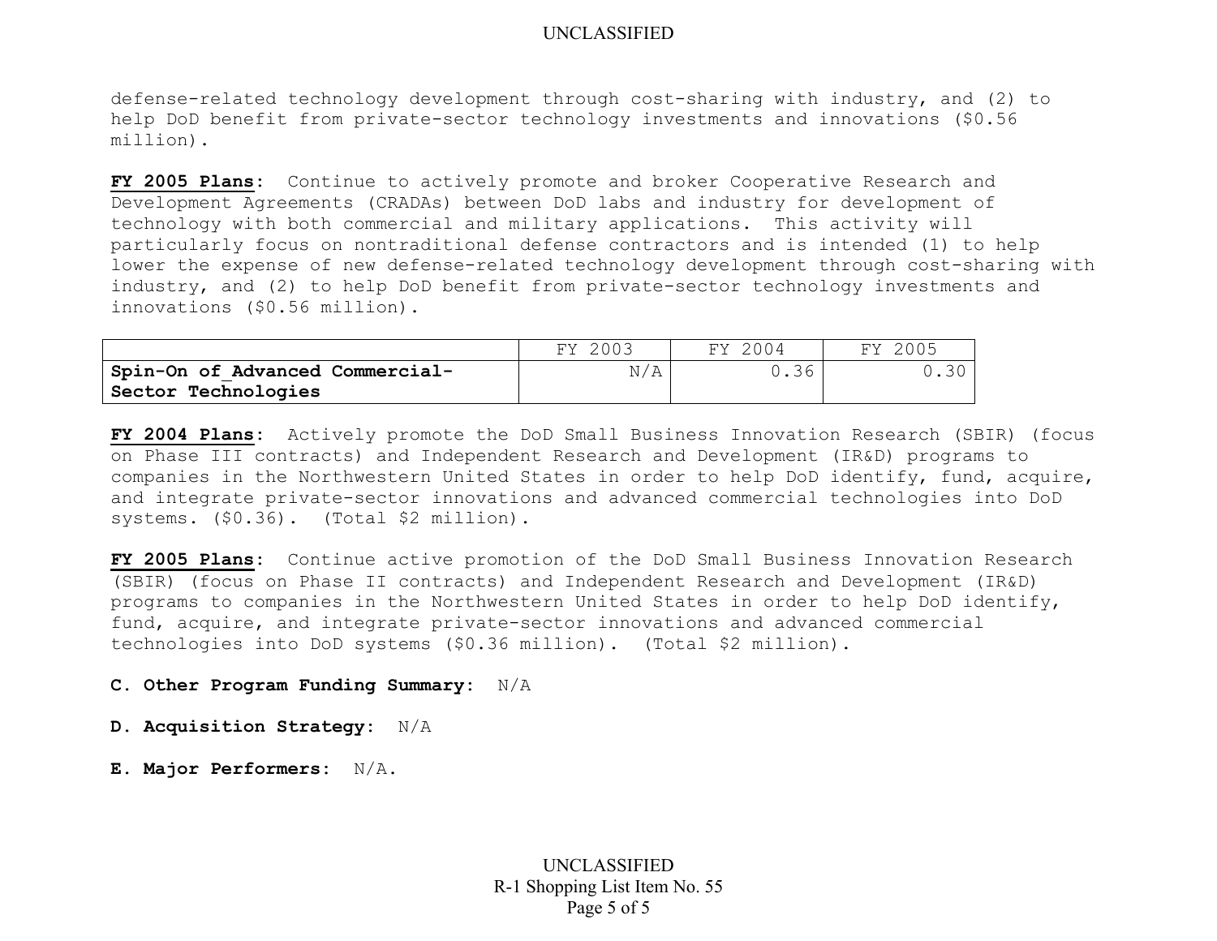defense-related technology development through cost-sharing with industry, and (2) to help DoD benefit from private-sector technology investments and innovations ($0.56 million).

**FY 2005 Plans**: Continue to actively promote and broker Cooperative Research and Development Agreements (CRADAs) between DoD labs and industry for development of technology with both commercial and military applications. This activity will particularly focus on nontraditional defense contractors and is intended (1) to help lower the expense of new defense-related technology development through cost-sharing with industry, and (2) to help DoD benefit from private-sector technology investments and innovations ($0.56 million).

| | FY 2003 | FY 2004 | FY 2005 |
|---|---|---|---|
| **Spin-On of Advanced Commercial-Sector Technologies** | N/A | 0.36 | 0.30 |

**FY 2004 Plans**: Actively promote the DoD Small Business Innovation Research (SBIR) (focus on Phase III contracts) and Independent Research and Development (IR&D) programs to companies in the Northwestern United States in order to help DoD identify, fund, acquire, and integrate private-sector innovations and advanced commercial technologies into DoD systems. ($0.36). (Total $2 million).

**FY 2005 Plans**: Continue active promotion of the DoD Small Business Innovation Research (SBIR) (focus on Phase II contracts) and Independent Research and Development (IR&D) programs to companies in the Northwestern United States in order to help DoD identify, fund, acquire, and integrate private-sector innovations and advanced commercial technologies into DoD systems ($0.36 million). (Total $2 million).

**C. Other Program Funding Summary**: N/A

**D. Acquisition Strategy**: N/A

**E. Major Performers**: N/A.